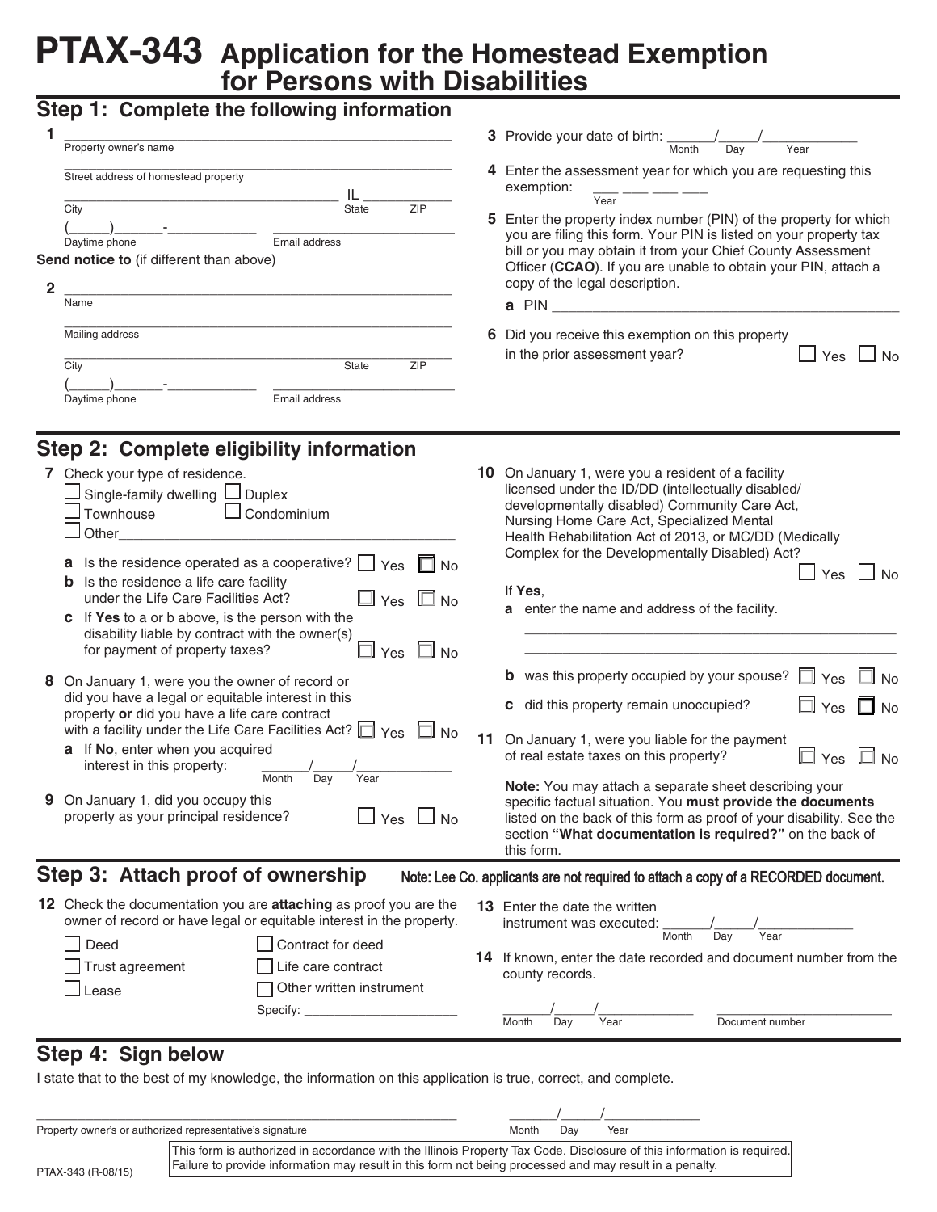# PTAX-343 Application for the Homestead Exemption for Persons with Disabilities

## Step 1: Complete the following information

**1** ______________________________________________
Property owner's name

______________________________________________
Street address of homestead property

______________________________ IL __________
City State ZIP

(_____)______-__________ ______________________
Daytime phone Email address

**Send notice to** (if different than above)

**2** ______________________________________________
Name

______________________________________________
Mailing address

______________________________________________
City State ZIP

(_____)______-__________ ______________________
Daytime phone Email address

**3** Provide your date of birth: ______/_____/__________
Month Day Year

**4** Enter the assessment year for which you are requesting this exemption: ___ ___ ___ ___
Year

**5** Enter the property index number (PIN) of the property for which you are filing this form. Your PIN is listed on your property tax bill or you may obtain it from your Chief County Assessment Officer (**CCAO**). If you are unable to obtain your PIN, attach a copy of the legal description.

**a** PIN ________________________________________

**6** Did you receive this exemption on this property in the prior assessment year? ☐ Yes ☐ No

## Step 2: Complete eligibility information

**7** Check your type of residence.
☐ Single-family dwelling ☐ Duplex
☐ Townhouse ☐ Condominium
☐ Other________________________________________

**a** Is the residence operated as a cooperative? ☐ Yes ☐ No
**b** Is the residence a life care facility under the Life Care Facilities Act? ☐ Yes ☐ No
**c** If **Yes** to a or b above, is the person with the disability liable by contract with the owner(s) for payment of property taxes? ☐ Yes ☐ No

**8** On January 1, were you the owner of record or did you have a legal or equitable interest in this property **or** did you have a life care contract with a facility under the Life Care Facilities Act? ☐ Yes ☐ No
**a** If **No**, enter when you acquired interest in this property: ______/_____/__________
Month Day Year

**9** On January 1, did you occupy this property as your principal residence? ☐ Yes ☐ No

**10** On January 1, were you a resident of a facility licensed under the ID/DD (intellectually disabled/ developmentally disabled) Community Care Act, Nursing Home Care Act, Specialized Mental Health Rehabilitation Act of 2013, or MC/DD (Medically Complex for the Developmentally Disabled) Act? ☐ Yes ☐ No

If **Yes**,
**a** enter the name and address of the facility.
______________________________________________
______________________________________________
**b** was this property occupied by your spouse? ☐ Yes ☐ No
**c** did this property remain unoccupied? ☐ Yes ☐ No

**11** On January 1, were you liable for the payment of real estate taxes on this property? ☐ Yes ☐ No

**Note:** You may attach a separate sheet describing your specific factual situation. You **must provide the documents** listed on the back of this form as proof of your disability. See the section **"What documentation is required?"** on the back of this form.

## Step 3: Attach proof of ownership

Note: Lee Co. applicants are not required to attach a copy of a RECORDED document.

**12** Check the documentation you are **attaching** as proof you are the owner of record or have legal or equitable interest in the property.
☐ Deed ☐ Contract for deed
☐ Trust agreement ☐ Life care contract
☐ Lease ☐ Other written instrument
Specify: ____________________

**13** Enter the date the written instrument was executed: ______/_____/__________
Month Day Year

**14** If known, enter the date recorded and document number from the county records.
______/_____/__________ ______________________
Month Day Year Document number

## Step 4: Sign below

I state that to the best of my knowledge, the information on this application is true, correct, and complete.

______________________________________________ ______/_____/__________
Property owner's or authorized representative's signature Month Day Year

This form is authorized in accordance with the Illinois Property Tax Code. Disclosure of this information is required. Failure to provide information may result in this form not being processed and may result in a penalty.

PTAX-343 (R-08/15)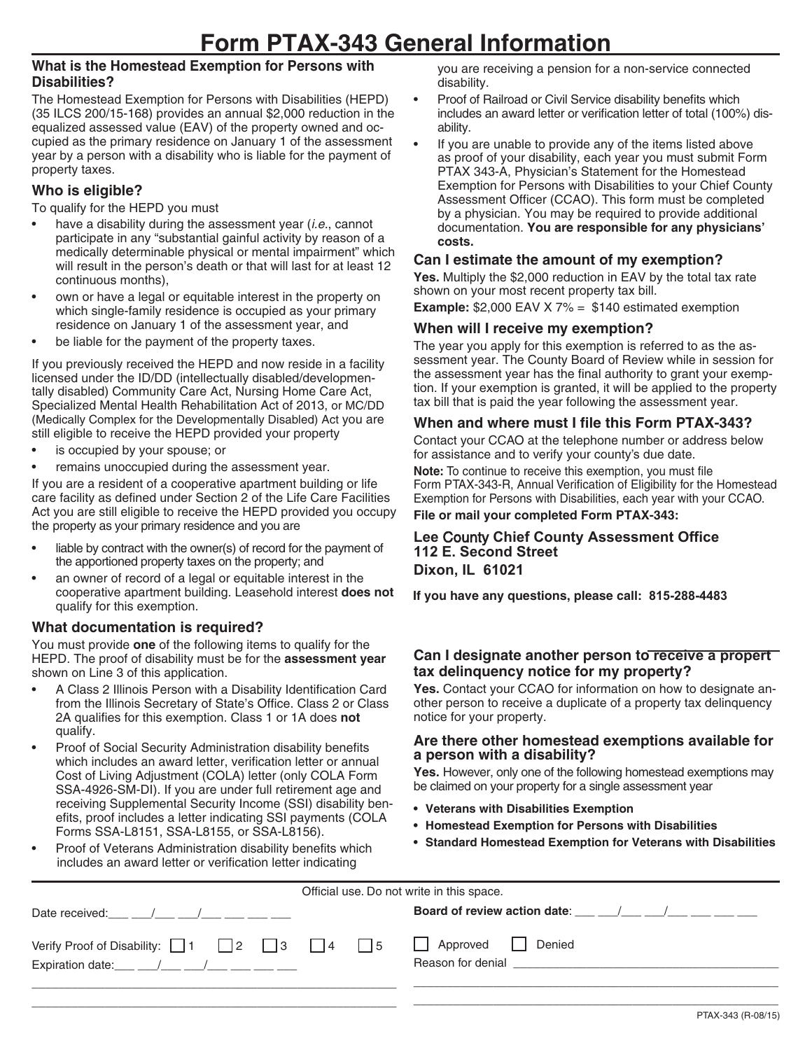# Form PTAX-343 General Information

### What is the Homestead Exemption for Persons with Disabilities?

The Homestead Exemption for Persons with Disabilities (HEPD) (35 ILCS 200/15-168) provides an annual $2,000 reduction in the equalized assessed value (EAV) of the property owned and occupied as the primary residence on January 1 of the assessment year by a person with a disability who is liable for the payment of property taxes.

### Who is eligible?

To qualify for the HEPD you must

- have a disability during the assessment year (*i.e.*, cannot participate in any "substantial gainful activity by reason of a medically determinable physical or mental impairment" which will result in the person's death or that will last for at least 12 continuous months),
- own or have a legal or equitable interest in the property on which single-family residence is occupied as your primary residence on January 1 of the assessment year, and
- be liable for the payment of the property taxes.

If you previously received the HEPD and now reside in a facility licensed under the ID/DD (intellectually disabled/developmentally disabled) Community Care Act, Nursing Home Care Act, Specialized Mental Health Rehabilitation Act of 2013, or MC/DD (Medically Complex for the Developmentally Disabled) Act you are still eligible to receive the HEPD provided your property

- is occupied by your spouse; or
- remains unoccupied during the assessment year.

If you are a resident of a cooperative apartment building or life care facility as defined under Section 2 of the Life Care Facilities Act you are still eligible to receive the HEPD provided you occupy the property as your primary residence and you are

- liable by contract with the owner(s) of record for the payment of the apportioned property taxes on the property; and
- an owner of record of a legal or equitable interest in the cooperative apartment building. Leasehold interest **does not** qualify for this exemption.

### What documentation is required?

You must provide **one** of the following items to qualify for the HEPD. The proof of disability must be for the **assessment year** shown on Line 3 of this application.

- A Class 2 Illinois Person with a Disability Identification Card from the Illinois Secretary of State's Office. Class 2 or Class 2A qualifies for this exemption. Class 1 or 1A does **not** qualify.
- Proof of Social Security Administration disability benefits which includes an award letter, verification letter or annual Cost of Living Adjustment (COLA) letter (only COLA Form SSA-4926-SM-DI). If you are under full retirement age and receiving Supplemental Security Income (SSI) disability benefits, proof includes a letter indicating SSI payments (COLA Forms SSA-L8151, SSA-L8155, or SSA-L8156).
- Proof of Veterans Administration disability benefits which includes an award letter or verification letter indicating you are receiving a pension for a non-service connected disability.
- Proof of Railroad or Civil Service disability benefits which includes an award letter or verification letter of total (100%) disability.
- If you are unable to provide any of the items listed above as proof of your disability, each year you must submit Form PTAX 343-A, Physician's Statement for the Homestead Exemption for Persons with Disabilities to your Chief County Assessment Officer (CCAO). This form must be completed by a physician. You may be required to provide additional documentation. **You are responsible for any physicians' costs.**

### Can I estimate the amount of my exemption?

**Yes.** Multiply the $2,000 reduction in EAV by the total tax rate shown on your most recent property tax bill.

**Example:** $2,000 EAV X 7% = $140 estimated exemption

### When will I receive my exemption?

The year you apply for this exemption is referred to as the assessment year. The County Board of Review while in session for the assessment year has the final authority to grant your exemption. If your exemption is granted, it will be applied to the property tax bill that is paid the year following the assessment year.

### When and where must I file this Form PTAX-343?

Contact your CCAO at the telephone number or address below for assistance and to verify your county's due date.

**Note:** To continue to receive this exemption, you must file Form PTAX-343-R, Annual Verification of Eligibility for the Homestead Exemption for Persons with Disabilities, each year with your CCAO.

**File or mail your completed Form PTAX-343:**

**Lee County Chief County Assessment Office**
**112 E. Second Street**
**Dixon, IL 61021**

**If you have any questions, please call: 815-288-4483**

### Can I designate another person to receive a propert tax delinquency notice for my property?

**Yes.** Contact your CCAO for information on how to designate another person to receive a duplicate of a property tax delinquency notice for your property.

### Are there other homestead exemptions available for a person with a disability?

**Yes.** However, only one of the following homestead exemptions may be claimed on your property for a single assessment year

- **Veterans with Disabilities Exemption**
- **Homestead Exemption for Persons with Disabilities**
- **Standard Homestead Exemption for Veterans with Disabilities**

Official use. Do not write in this space.

Date received: ___ ___/___ ___/___ ___ ___ ___

Verify Proof of Disability: ☐ 1 ☐ 2 ☐ 3 ☐ 4 ☐ 5

Expiration date: ___ ___/___ ___/___ ___ ___ ___

**Board of review action date**: ___ ___/___ ___/___ ___ ___ ___

☐ Approved ☐ Denied

Reason for denial ____________________

PTAX-343 (R-08/15)